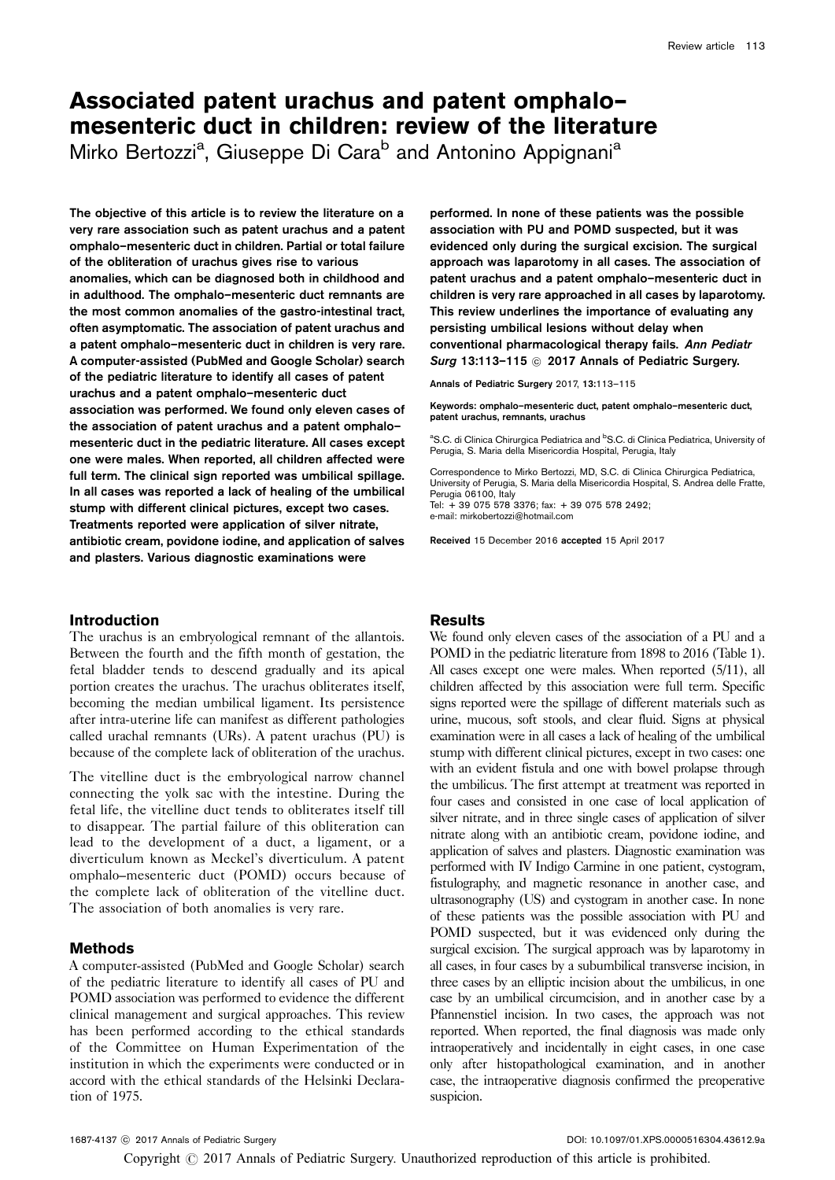# Associated patent urachus and patent omphalo–mesenteric duct in children: review of the literature

Mirko Bertozzi[a], Giuseppe Di Cara[b] and Antonino Appignani[a]

**The objective of this article is to review the literature on a very rare association such as patent urachus and a patent omphalo–mesenteric duct in children. Partial or total failure of the obliteration of urachus gives rise to various anomalies, which can be diagnosed both in childhood and in adulthood. The omphalo–mesenteric duct remnants are the most common anomalies of the gastro-intestinal tract, often asymptomatic. The association of patent urachus and a patent omphalo–mesenteric duct in children is very rare. A computer-assisted (PubMed and Google Scholar) search of the pediatric literature to identify all cases of patent urachus and a patent omphalo–mesenteric duct association was performed. We found only eleven cases of the association of patent urachus and a patent omphalo–mesenteric duct in the pediatric literature. All cases except one were males. When reported, all children affected were full term. The clinical sign reported was umbilical spillage. In all cases was reported a lack of healing of the umbilical stump with different clinical pictures, except two cases. Treatments reported were application of silver nitrate, antibiotic cream, povidone iodine, and application of salves and plasters. Various diagnostic examinations were performed. In none of these patients was the possible association with PU and POMD suspected, but it was evidenced only during the surgical excision. The surgical approach was laparotomy in all cases. The association of patent urachus and a patent omphalo–mesenteric duct in children is very rare approached in all cases by laparotomy. This review underlines the importance of evaluating any persisting umbilical lesions without delay when conventional pharmacological therapy fails.** *Ann Pediatr Surg* **13:113–115** © **2017 Annals of Pediatric Surgery.**

Annals of Pediatric Surgery 2017, 13:113–115

Keywords: omphalo–mesenteric duct, patent omphalo–mesenteric duct, patent urachus, remnants, urachus

[a]S.C. di Clinica Chirurgica Pediatrica and [b]S.C. di Clinica Pediatrica, University of Perugia, S. Maria della Misericordia Hospital, Perugia, Italy

Correspondence to Mirko Bertozzi, MD, S.C. di Clinica Chirurgica Pediatrica, University of Perugia, S. Maria della Misericordia Hospital, S. Andrea delle Fratte, Perugia 06100, Italy
Tel: + 39 075 578 3376; fax: + 39 075 578 2492;
e-mail: mirkobertozzi@hotmail.com

**Received** 15 December 2016 **accepted** 15 April 2017

## Introduction

The urachus is an embryological remnant of the allantois. Between the fourth and the fifth month of gestation, the fetal bladder tends to descend gradually and its apical portion creates the urachus. The urachus obliterates itself, becoming the median umbilical ligament. Its persistence after intra-uterine life can manifest as different pathologies called urachal remnants (URs). A patent urachus (PU) is because of the complete lack of obliteration of the urachus.

The vitelline duct is the embryological narrow channel connecting the yolk sac with the intestine. During the fetal life, the vitelline duct tends to obliterates itself till to disappear. The partial failure of this obliteration can lead to the development of a duct, a ligament, or a diverticulum known as Meckel's diverticulum. A patent omphalo–mesenteric duct (POMD) occurs because of the complete lack of obliteration of the vitelline duct. The association of both anomalies is very rare.

## Methods

A computer-assisted (PubMed and Google Scholar) search of the pediatric literature to identify all cases of PU and POMD association was performed to evidence the different clinical management and surgical approaches. This review has been performed according to the ethical standards of the Committee on Human Experimentation of the institution in which the experiments were conducted or in accord with the ethical standards of the Helsinki Declaration of 1975.

## Results

We found only eleven cases of the association of a PU and a POMD in the pediatric literature from 1898 to 2016 (Table 1). All cases except one were males. When reported (5/11), all children affected by this association were full term. Specific signs reported were the spillage of different materials such as urine, mucous, soft stools, and clear fluid. Signs at physical examination were in all cases a lack of healing of the umbilical stump with different clinical pictures, except in two cases: one with an evident fistula and one with bowel prolapse through the umbilicus. The first attempt at treatment was reported in four cases and consisted in one case of local application of silver nitrate, and in three single cases of application of silver nitrate along with an antibiotic cream, povidone iodine, and application of salves and plasters. Diagnostic examination was performed with IV Indigo Carmine in one patient, cystogram, fistulography, and magnetic resonance in another case, and ultrasonography (US) and cystogram in another case. In none of these patients was the possible association with PU and POMD suspected, but it was evidenced only during the surgical excision. The surgical approach was by laparotomy in all cases, in four cases by a subumbilical transverse incision, in three cases by an elliptic incision about the umbilicus, in one case by an umbilical circumcision, and in another case by a Pfannenstiel incision. In two cases, the approach was not reported. When reported, the final diagnosis was made only intraoperatively and incidentally in eight cases, in one case only after histopathological examination, and in another case, the intraoperative diagnosis confirmed the preoperative suspicion.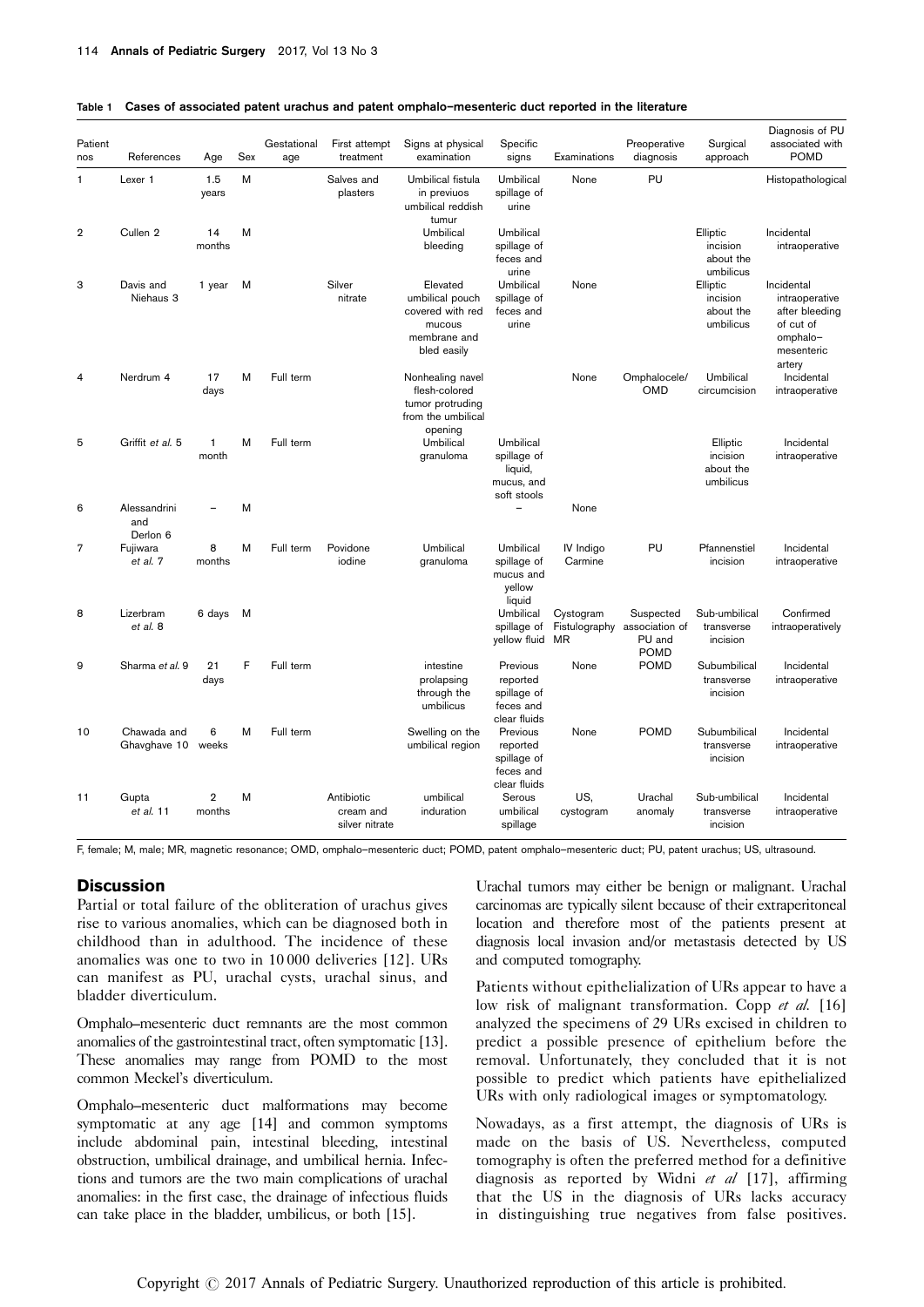**Table 1 Cases of associated patent urachus and patent omphalo–mesenteric duct reported in the literature**

| Patient nos | References | Age | Sex | Gestational age | First attempt treatment | Signs at physical examination | Specific signs | Examinations | Preoperative diagnosis | Surgical approach | Diagnosis of PU associated with POMD |
|---|---|---|---|---|---|---|---|---|---|---|---|
| 1 | Lexer 1 | 1.5 years | M | | Salves and plasters | Umbilical fistula in previuos umbilical reddish tumur | Umbilical spillage of urine | None | PU | | Histopathological |
| 2 | Cullen 2 | 14 months | M | | | Umbilical bleeding | Umbilical spillage of feces and urine | | | Elliptic incision about the umbilicus | Incidental intraoperative |
| 3 | Davis and Niehaus 3 | 1 year | M | | Silver nitrate | Elevated umbilical pouch covered with red mucous membrane and bled easily | Umbilical spillage of feces and urine | None | | Elliptic incision about the umbilicus | Incidental intraoperative after bleeding of cut of omphalo–mesenteric artery |
| 4 | Nerdrum 4 | 17 days | M | Full term | | Nonhealing navel flesh-colored tumor protruding from the umbilical opening | | None | Omphalocele/ OMD | Umbilical circumcision | Incidental intraoperative |
| 5 | Griffit *et al.* 5 | 1 month | M | Full term | | Umbilical granuloma | Umbilical spillage of liquid, mucus, and soft stools | | | Elliptic incision about the umbilicus | Incidental intraoperative |
| 6 | Alessandrini and Derlon 6 | – | M | | | | – | None | | | |
| 7 | Fujiwara *et al.* 7 | 8 months | M | Full term | Povidone iodine | Umbilical granuloma | Umbilical spillage of mucus and yellow liquid | IV Indigo Carmine | PU | Pfannenstiel incision | Incidental intraoperative |
| 8 | Lizerbram *et al.* 8 | 6 days | M | | | | Umbilical spillage of yellow fluid | Cystogram Fistulography MR | Suspected association of PU and POMD | Sub-umbilical transverse incision | Confirmed intraoperatively |
| 9 | Sharma *et al.* 9 | 21 days | F | Full term | | intestine prolapsing through the umbilicus | Previous reported spillage of feces and clear fluids | None | POMD | Subumbilical transverse incision | Incidental intraoperative |
| 10 | Chawada and Ghavghave 10 | 6 weeks | M | Full term | | Swelling on the umbilical region | Previous reported spillage of feces and clear fluids | None | POMD | Subumbilical transverse incision | Incidental intraoperative |
| 11 | Gupta *et al.* 11 | 2 months | M | | Antibiotic cream and silver nitrate | umbilical induration | Serous umbilical spillage | US, cystogram | Urachal anomaly | Sub-umbilical transverse incision | Incidental intraoperative |

F, female; M, male; MR, magnetic resonance; OMD, omphalo–mesenteric duct; POMD, patent omphalo–mesenteric duct; PU, patent urachus; US, ultrasound.

## Discussion

Partial or total failure of the obliteration of urachus gives rise to various anomalies, which can be diagnosed both in childhood than in adulthood. The incidence of these anomalies was one to two in 10 000 deliveries [12]. URs can manifest as PU, urachal cysts, urachal sinus, and bladder diverticulum.

Omphalo–mesenteric duct remnants are the most common anomalies of the gastrointestinal tract, often symptomatic [13]. These anomalies may range from POMD to the most common Meckel's diverticulum.

Omphalo–mesenteric duct malformations may become symptomatic at any age [14] and common symptoms include abdominal pain, intestinal bleeding, intestinal obstruction, umbilical drainage, and umbilical hernia. Infections and tumors are the two main complications of urachal anomalies: in the first case, the drainage of infectious fluids can take place in the bladder, umbilicus, or both [15].

Urachal tumors may either be benign or malignant. Urachal carcinomas are typically silent because of their extraperitoneal location and therefore most of the patients present at diagnosis local invasion and/or metastasis detected by US and computed tomography.

Patients without epithelialization of URs appear to have a low risk of malignant transformation. Copp *et al.* [16] analyzed the specimens of 29 URs excised in children to predict a possible presence of epithelium before the removal. Unfortunately, they concluded that it is not possible to predict which patients have epithelialized URs with only radiological images or symptomatology.

Nowadays, as a first attempt, the diagnosis of URs is made on the basis of US. Nevertheless, computed tomography is often the preferred method for a definitive diagnosis as reported by Widni *et al* [17], affirming that the US in the diagnosis of URs lacks accuracy in distinguishing true negatives from false positives.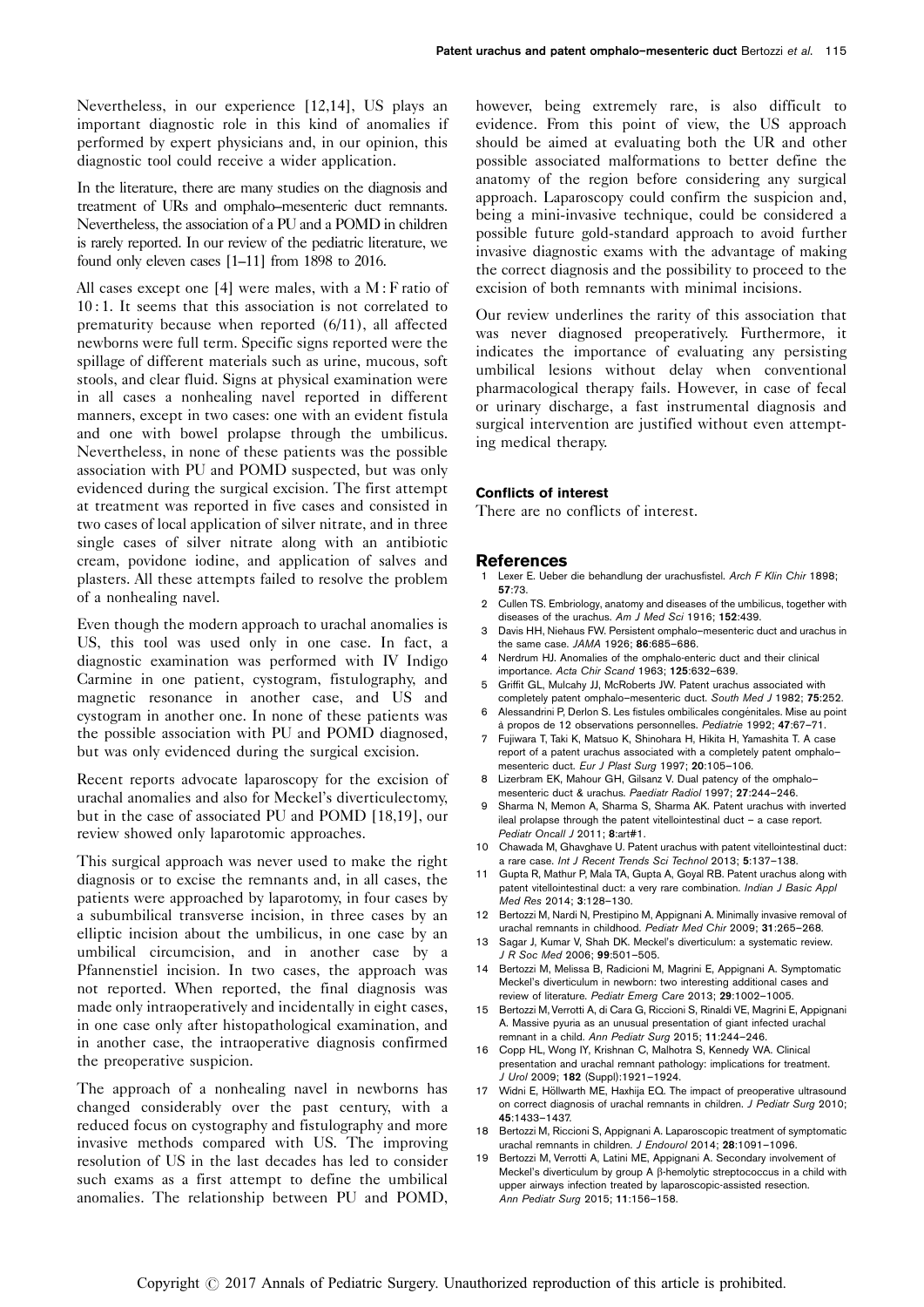Nevertheless, in our experience [12,14], US plays an important diagnostic role in this kind of anomalies if performed by expert physicians and, in our opinion, this diagnostic tool could receive a wider application.

In the literature, there are many studies on the diagnosis and treatment of URs and omphalo–mesenteric duct remnants. Nevertheless, the association of a PU and a POMD in children is rarely reported. In our review of the pediatric literature, we found only eleven cases [1–11] from 1898 to 2016.

All cases except one [4] were males, with a M : F ratio of 10 : 1. It seems that this association is not correlated to prematurity because when reported (6/11), all affected newborns were full term. Specific signs reported were the spillage of different materials such as urine, mucous, soft stools, and clear fluid. Signs at physical examination were in all cases a nonhealing navel reported in different manners, except in two cases: one with an evident fistula and one with bowel prolapse through the umbilicus. Nevertheless, in none of these patients was the possible association with PU and POMD suspected, but was only evidenced during the surgical excision. The first attempt at treatment was reported in five cases and consisted in two cases of local application of silver nitrate, and in three single cases of silver nitrate along with an antibiotic cream, povidone iodine, and application of salves and plasters. All these attempts failed to resolve the problem of a nonhealing navel.

Even though the modern approach to urachal anomalies is US, this tool was used only in one case. In fact, a diagnostic examination was performed with IV Indigo Carmine in one patient, cystogram, fistulography, and magnetic resonance in another case, and US and cystogram in another one. In none of these patients was the possible association with PU and POMD diagnosed, but was only evidenced during the surgical excision.

Recent reports advocate laparoscopy for the excision of urachal anomalies and also for Meckel's diverticulectomy, but in the case of associated PU and POMD [18,19], our review showed only laparotomic approaches.

This surgical approach was never used to make the right diagnosis or to excise the remnants and, in all cases, the patients were approached by laparotomy, in four cases by a subumbilical transverse incision, in three cases by an elliptic incision about the umbilicus, in one case by an umbilical circumcision, and in another case by a Pfannenstiel incision. In two cases, the approach was not reported. When reported, the final diagnosis was made only intraoperatively and incidentally in eight cases, in one case only after histopathological examination, and in another case, the intraoperative diagnosis confirmed the preoperative suspicion.

The approach of a nonhealing navel in newborns has changed considerably over the past century, with a reduced focus on cystography and fistulography and more invasive methods compared with US. The improving resolution of US in the last decades has led to consider such exams as a first attempt to define the umbilical anomalies. The relationship between PU and POMD, however, being extremely rare, is also difficult to evidence. From this point of view, the US approach should be aimed at evaluating both the UR and other possible associated malformations to better define the anatomy of the region before considering any surgical approach. Laparoscopy could confirm the suspicion and, being a mini-invasive technique, could be considered a possible future gold-standard approach to avoid further invasive diagnostic exams with the advantage of making the correct diagnosis and the possibility to proceed to the excision of both remnants with minimal incisions.

Our review underlines the rarity of this association that was never diagnosed preoperatively. Furthermore, it indicates the importance of evaluating any persisting umbilical lesions without delay when conventional pharmacological therapy fails. However, in case of fecal or urinary discharge, a fast instrumental diagnosis and surgical intervention are justified without even attempting medical therapy.

#### Conflicts of interest

There are no conflicts of interest.

## References

1. Lexer E. Ueber die behandlung der urachusfistel. *Arch F Klin Chir* 1898; **57**:73.
2. Cullen TS. Embriology, anatomy and diseases of the umbilicus, together with diseases of the urachus. *Am J Med Sci* 1916; **152**:439.
3. Davis HH, Niehaus FW. Persistent omphalo–mesenteric duct and urachus in the same case. *JAMA* 1926; **86**:685–686.
4. Nerdrum HJ. Anomalies of the omphalo-enteric duct and their clinical importance. *Acta Chir Scand* 1963; **125**:632–639.
5. Griffit GL, Mulcahy JJ, McRoberts JW. Patent urachus associated with completely patent omphalo–mesenteric duct. *South Med J* 1982; **75**:252.
6. Alessandrini P, Derlon S. Les fistules ombilicales congénitales. Mise au point à propos de 12 observations personnelles. *Pediatrie* 1992; **47**:67–71.
7. Fujiwara T, Taki K, Matsuo K, Shinohara H, Hikita H, Yamashita T. A case report of a patent urachus associated with a completely patent omphalo–mesenteric duct. *Eur J Plast Surg* 1997; **20**:105–106.
8. Lizerbram EK, Mahour GH, Gilsanz V. Dual patency of the omphalo–mesenteric duct & urachus. *Paediatr Radiol* 1997; **27**:244–246.
9. Sharma N, Memon A, Sharma S, Sharma AK. Patent urachus with inverted ileal prolapse through the patent vitellointestinal duct – a case report. *Pediatr Oncall J* 2011; **8**:art#1.
10. Chawada M, Ghavghave U. Patent urachus with patent vitellointestinal duct: a rare case. *Int J Recent Trends Sci Technol* 2013; **5**:137–138.
11. Gupta R, Mathur P, Mala TA, Gupta A, Goyal RB. Patent urachus along with patent vitellointestinal duct: a very rare combination. *Indian J Basic Appl Med Res* 2014; **3**:128–130.
12. Bertozzi M, Nardi N, Prestipino M, Appignani A. Minimally invasive removal of urachal remnants in childhood. *Pediatr Med Chir* 2009; **31**:265–268.
13. Sagar J, Kumar V, Shah DK. Meckel's diverticulum: a systematic review. *J R Soc Med* 2006; **99**:501–505.
14. Bertozzi M, Melissa B, Radicioni M, Magrini E, Appignani A. Symptomatic Meckel's diverticulum in newborn: two interesting additional cases and review of literature. *Pediatr Emerg Care* 2013; **29**:1002–1005.
15. Bertozzi M, Verrotti A, di Cara G, Riccioni S, Rinaldi VE, Magrini E, Appignani A. Massive pyuria as an unusual presentation of giant infected urachal remnant in a child. *Ann Pediatr Surg* 2015; **11**:244–246.
16. Copp HL, Wong IY, Krishnan C, Malhotra S, Kennedy WA. Clinical presentation and urachal remnant pathology: implications for treatment. *J Urol* 2009; **182** (Suppl):1921–1924.
17. Widni E, Höllwarth ME, Haxhija EQ. The impact of preoperative ultrasound on correct diagnosis of urachal remnants in children. *J Pediatr Surg* 2010; **45**:1433–1437.
18. Bertozzi M, Riccioni S, Appignani A. Laparoscopic treatment of symptomatic urachal remnants in children. *J Endourol* 2014; **28**:1091–1096.
19. Bertozzi M, Verrotti A, Latini ME, Appignani A. Secondary involvement of Meckel's diverticulum by group A β-hemolytic streptococcus in a child with upper airways infection treated by laparoscopic-assisted resection. *Ann Pediatr Surg* 2015; **11**:156–158.

Copyright © 2017 Annals of Pediatric Surgery. Unauthorized reproduction of this article is prohibited.